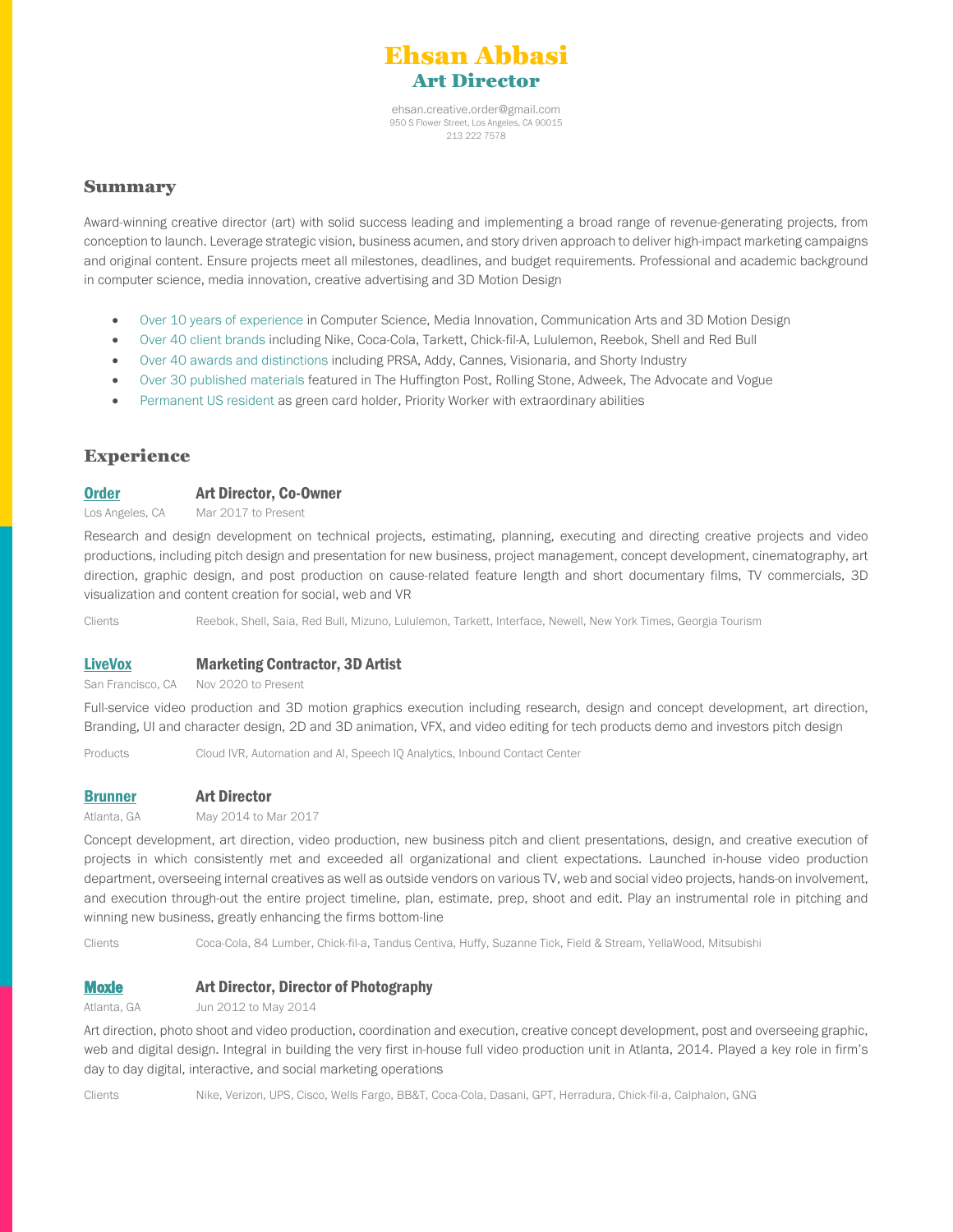# Ehsan Abbasi

## Art Director

ehsan.creative.order@gmail.com
950 S Flower Street, Los Angeles, CA 90015
213 222 7578

## Summary

Award-winning creative director (art) with solid success leading and implementing a broad range of revenue-generating projects, from conception to launch. Leverage strategic vision, business acumen, and story driven approach to deliver high-impact marketing campaigns and original content. Ensure projects meet all milestones, deadlines, and budget requirements. Professional and academic background in computer science, media innovation, creative advertising and 3D Motion Design

- Over 10 years of experience in Computer Science, Media Innovation, Communication Arts and 3D Motion Design
- Over 40 client brands including Nike, Coca-Cola, Tarkett, Chick-fil-A, Lululemon, Reebok, Shell and Red Bull
- Over 40 awards and distinctions including PRSA, Addy, Cannes, Visionaria, and Shorty Industry
- Over 30 published materials featured in The Huffington Post, Rolling Stone, Adweek, The Advocate and Vogue
- Permanent US resident as green card holder, Priority Worker with extraordinary abilities

## Experience

### Order — Art Director, Co-Owner

Los Angeles, CA — Mar 2017 to Present

Research and design development on technical projects, estimating, planning, executing and directing creative projects and video productions, including pitch design and presentation for new business, project management, concept development, cinematography, art direction, graphic design, and post production on cause-related feature length and short documentary films, TV commercials, 3D visualization and content creation for social, web and VR

Clients: Reebok, Shell, Saia, Red Bull, Mizuno, Lululemon, Tarkett, Interface, Newell, New York Times, Georgia Tourism

### LiveVox — Marketing Contractor, 3D Artist

San Francisco, CA — Nov 2020 to Present

Full-service video production and 3D motion graphics execution including research, design and concept development, art direction, Branding, UI and character design, 2D and 3D animation, VFX, and video editing for tech products demo and investors pitch design

Products: Cloud IVR, Automation and AI, Speech IQ Analytics, Inbound Contact Center

### Brunner — Art Director

Atlanta, GA — May 2014 to Mar 2017

Concept development, art direction, video production, new business pitch and client presentations, design, and creative execution of projects in which consistently met and exceeded all organizational and client expectations. Launched in-house video production department, overseeing internal creatives as well as outside vendors on various TV, web and social video projects, hands-on involvement, and execution through-out the entire project timeline, plan, estimate, prep, shoot and edit. Play an instrumental role in pitching and winning new business, greatly enhancing the firms bottom-line

Clients: Coca-Cola, 84 Lumber, Chick-fil-a, Tandus Centiva, Huffy, Suzanne Tick, Field & Stream, YellaWood, Mitsubishi

### Moxie — Art Director, Director of Photography

Atlanta, GA — Jun 2012 to May 2014

Art direction, photo shoot and video production, coordination and execution, creative concept development, post and overseeing graphic, web and digital design. Integral in building the very first in-house full video production unit in Atlanta, 2014. Played a key role in firm's day to day digital, interactive, and social marketing operations

Clients: Nike, Verizon, UPS, Cisco, Wells Fargo, BB&T, Coca-Cola, Dasani, GPT, Herradura, Chick-fil-a, Calphalon, GNG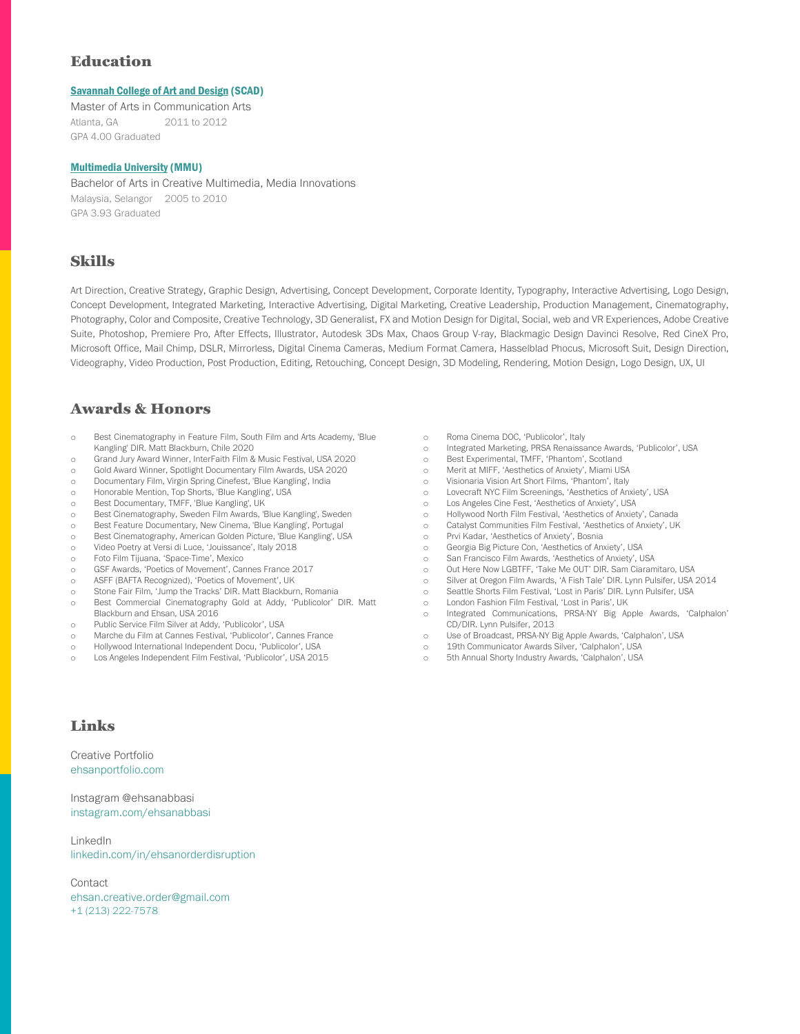## Education

**[Savannah College of Art and Design](#) (SCAD)**

Master of Arts in Communication Arts

Atlanta, GA 2011 to 2012

GPA 4.00 Graduated

**[Multimedia University](#) (MMU)**

Bachelor of Arts in Creative Multimedia, Media Innovations

Malaysia, Selangor 2005 to 2010

GPA 3.93 Graduated

## Skills

Art Direction, Creative Strategy, Graphic Design, Advertising, Concept Development, Corporate Identity, Typography, Interactive Advertising, Logo Design, Concept Development, Integrated Marketing, Interactive Advertising, Digital Marketing, Creative Leadership, Production Management, Cinematography, Photography, Color and Composite, Creative Technology, 3D Generalist, FX and Motion Design for Digital, Social, web and VR Experiences, Adobe Creative Suite, Photoshop, Premiere Pro, After Effects, Illustrator, Autodesk 3Ds Max, Chaos Group V-ray, Blackmagic Design Davinci Resolve, Red CineX Pro, Microsoft Office, Mail Chimp, DSLR, Mirrorless, Digital Cinema Cameras, Medium Format Camera, Hasselblad Phocus, Microsoft Suit, Design Direction, Videography, Video Production, Post Production, Editing, Retouching, Concept Design, 3D Modeling, Rendering, Motion Design, Logo Design, UX, UI

## Awards & Honors

- Best Cinematography in Feature Film, South Film and Arts Academy, 'Blue Kangling' DIR. Matt Blackburn, Chile 2020
- Grand Jury Award Winner, InterFaith Film & Music Festival, USA 2020
- Gold Award Winner, Spotlight Documentary Film Awards, USA 2020
- Documentary Film, Virgin Spring Cinefest, 'Blue Kangling', India
- Honorable Mention, Top Shorts, 'Blue Kangling', USA
- Best Documentary, TMFF, 'Blue Kangling', UK
- Best Cinematography, Sweden Film Awards, 'Blue Kangling', Sweden
- Best Feature Documentary, New Cinema, 'Blue Kangling', Portugal
- Best Cinematography, American Golden Picture, 'Blue Kangling', USA
- Video Poetry at Versi di Luce, 'Jouissance', Italy 2018
- Foto Film Tijuana, 'Space-Time', Mexico
- GSF Awards, 'Poetics of Movement', Cannes France 2017
- ASFF (BAFTA Recognized), 'Poetics of Movement', UK
- Stone Fair Film, 'Jump the Tracks' DIR. Matt Blackburn, Romania
- Best Commercial Cinematography Gold at Addy, 'Publicolor' DIR. Matt Blackburn and Ehsan, USA 2016
- Public Service Film Silver at Addy, 'Publicolor', USA
- Marche du Film at Cannes Festival, 'Publicolor', Cannes France
- Hollywood International Independent Docu, 'Publicolor', USA
- Los Angeles Independent Film Festival, 'Publicolor', USA 2015
- Roma Cinema DOC, 'Publicolor', Italy
- Integrated Marketing, PRSA Renaissance Awards, 'Publicolor', USA
- Best Experimental, TMFF, 'Phantom', Scotland
- Merit at MIFF, 'Aesthetics of Anxiety', Miami USA
- Visionaria Vision Art Short Films, 'Phantom', Italy
- Lovecraft NYC Film Screenings, 'Aesthetics of Anxiety', USA
- Los Angeles Cine Fest, 'Aesthetics of Anxiety', USA
- Hollywood North Film Festival, 'Aesthetics of Anxiety', Canada
- Catalyst Communities Film Festival, 'Aesthetics of Anxiety', UK
- Prvi Kadar, 'Aesthetics of Anxiety', Bosnia
- Georgia Big Picture Con, 'Aesthetics of Anxiety', USA
- San Francisco Film Awards, 'Aesthetics of Anxiety', USA
- Out Here Now LGBTFF, 'Take Me OUT' DIR. Sam Ciaramitaro, USA
- Silver at Oregon Film Awards, 'A Fish Tale' DIR. Lynn Pulsifer, USA 2014
- Seattle Shorts Film Festival, 'Lost in Paris' DIR. Lynn Pulsifer, USA
- London Fashion Film Festival, 'Lost in Paris', UK
- Integrated Communications, PRSA-NY Big Apple Awards, 'Calphalon' CD/DIR. Lynn Pulsifer, 2013
- Use of Broadcast, PRSA-NY Big Apple Awards, 'Calphalon', USA
- 19th Communicator Awards Silver, 'Calphalon', USA
- 5th Annual Shorty Industry Awards, 'Calphalon', USA

## Links

Creative Portfolio
ehsanportfolio.com

Instagram @ehsanabbasi
instagram.com/ehsanabbasi

LinkedIn
linkedin.com/in/ehsanorderdisruption

Contact
ehsan.creative.order@gmail.com
+1 (213) 222-7578